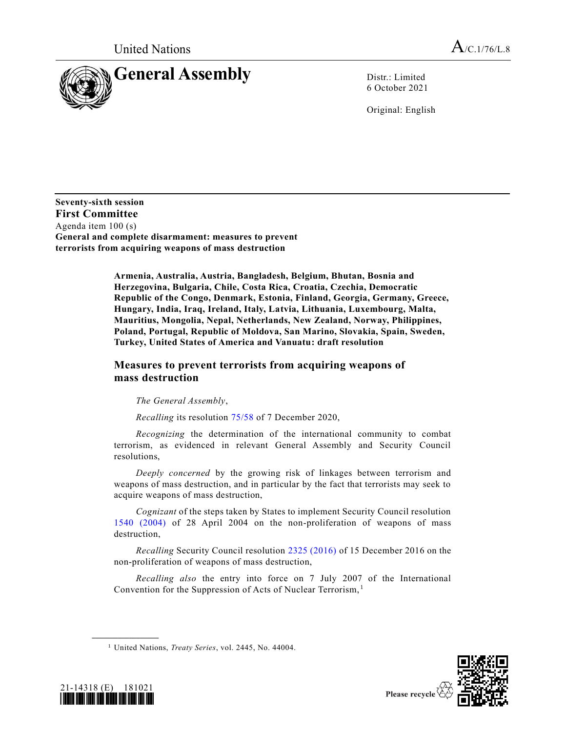United Nations

A/C.1/76/L.8

# General Assembly

Distr.: Limited
6 October 2021

Original: English

**Seventy-sixth session**
**First Committee**
Agenda item 100 (s)
**General and complete disarmament: measures to prevent terrorists from acquiring weapons of mass destruction**

**Armenia, Australia, Austria, Bangladesh, Belgium, Bhutan, Bosnia and Herzegovina, Bulgaria, Chile, Costa Rica, Croatia, Czechia, Democratic Republic of the Congo, Denmark, Estonia, Finland, Georgia, Germany, Greece, Hungary, India, Iraq, Ireland, Italy, Latvia, Lithuania, Luxembourg, Malta, Mauritius, Mongolia, Nepal, Netherlands, New Zealand, Norway, Philippines, Poland, Portugal, Republic of Moldova, San Marino, Slovakia, Spain, Sweden, Turkey, United States of America and Vanuatu: draft resolution**

## Measures to prevent terrorists from acquiring weapons of mass destruction

*The General Assembly*,

*Recalling* its resolution 75/58 of 7 December 2020,

*Recognizing* the determination of the international community to combat terrorism, as evidenced in relevant General Assembly and Security Council resolutions,

*Deeply concerned* by the growing risk of linkages between terrorism and weapons of mass destruction, and in particular by the fact that terrorists may seek to acquire weapons of mass destruction,

*Cognizant* of the steps taken by States to implement Security Council resolution 1540 (2004) of 28 April 2004 on the non-proliferation of weapons of mass destruction,

*Recalling* Security Council resolution 2325 (2016) of 15 December 2016 on the non-proliferation of weapons of mass destruction,

*Recalling also* the entry into force on 7 July 2007 of the International Convention for the Suppression of Acts of Nuclear Terrorism,[1]

[1] United Nations, *Treaty Series*, vol. 2445, No. 44004.

21-14318 (E) 181021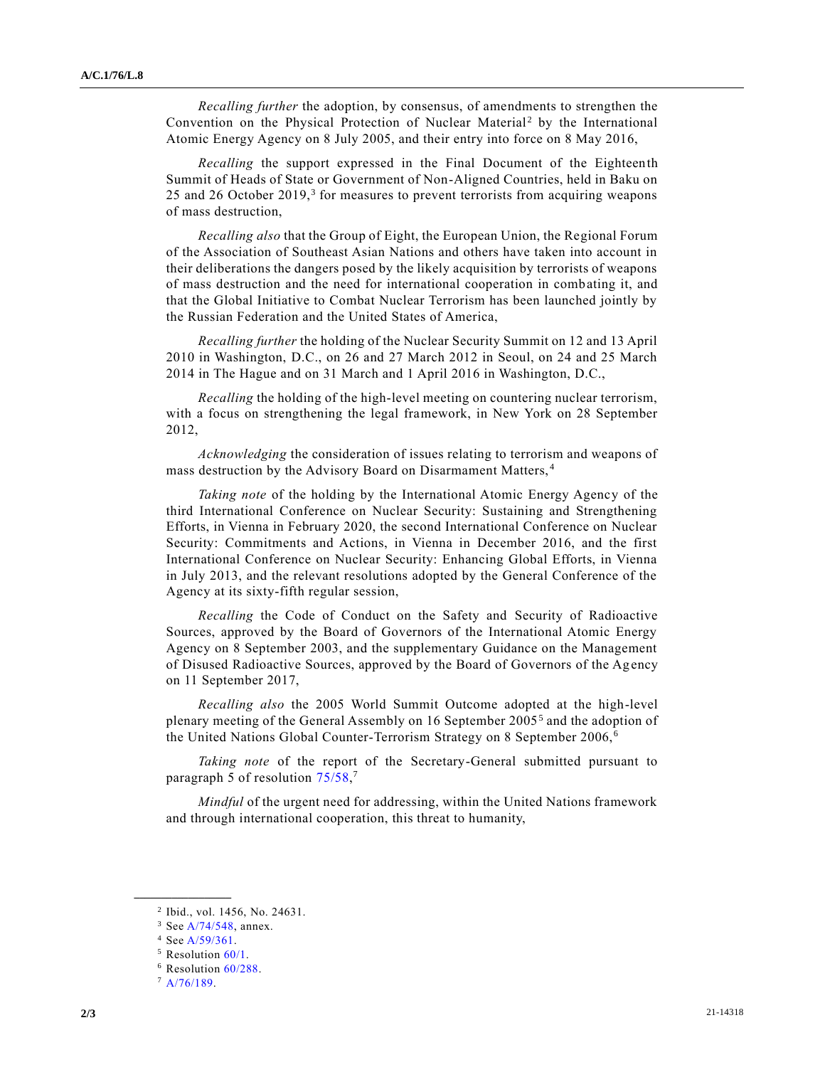*Recalling further* the adoption, by consensus, of amendments to strengthen the Convention on the Physical Protection of Nuclear Material[2] by the International Atomic Energy Agency on 8 July 2005, and their entry into force on 8 May 2016,

*Recalling* the support expressed in the Final Document of the Eighteenth Summit of Heads of State or Government of Non-Aligned Countries, held in Baku on 25 and 26 October 2019,[3] for measures to prevent terrorists from acquiring weapons of mass destruction,

*Recalling also* that the Group of Eight, the European Union, the Regional Forum of the Association of Southeast Asian Nations and others have taken into account in their deliberations the dangers posed by the likely acquisition by terrorists of weapons of mass destruction and the need for international cooperation in combating it, and that the Global Initiative to Combat Nuclear Terrorism has been launched jointly by the Russian Federation and the United States of America,

*Recalling further* the holding of the Nuclear Security Summit on 12 and 13 April 2010 in Washington, D.C., on 26 and 27 March 2012 in Seoul, on 24 and 25 March 2014 in The Hague and on 31 March and 1 April 2016 in Washington, D.C.,

*Recalling* the holding of the high-level meeting on countering nuclear terrorism, with a focus on strengthening the legal framework, in New York on 28 September 2012,

*Acknowledging* the consideration of issues relating to terrorism and weapons of mass destruction by the Advisory Board on Disarmament Matters,[4]

*Taking note* of the holding by the International Atomic Energy Agency of the third International Conference on Nuclear Security: Sustaining and Strengthening Efforts, in Vienna in February 2020, the second International Conference on Nuclear Security: Commitments and Actions, in Vienna in December 2016, and the first International Conference on Nuclear Security: Enhancing Global Efforts, in Vienna in July 2013, and the relevant resolutions adopted by the General Conference of the Agency at its sixty-fifth regular session,

*Recalling* the Code of Conduct on the Safety and Security of Radioactive Sources, approved by the Board of Governors of the International Atomic Energy Agency on 8 September 2003, and the supplementary Guidance on the Management of Disused Radioactive Sources, approved by the Board of Governors of the Agency on 11 September 2017,

*Recalling also* the 2005 World Summit Outcome adopted at the high-level plenary meeting of the General Assembly on 16 September 2005[5] and the adoption of the United Nations Global Counter-Terrorism Strategy on 8 September 2006,[6]

*Taking note* of the report of the Secretary-General submitted pursuant to paragraph 5 of resolution 75/58,[7]

*Mindful* of the urgent need for addressing, within the United Nations framework and through international cooperation, this threat to humanity,

---

[2] Ibid., vol. 1456, No. 24631.

[3] See A/74/548, annex.

[4] See A/59/361.

[5] Resolution 60/1.

[6] Resolution 60/288.

[7] A/76/189.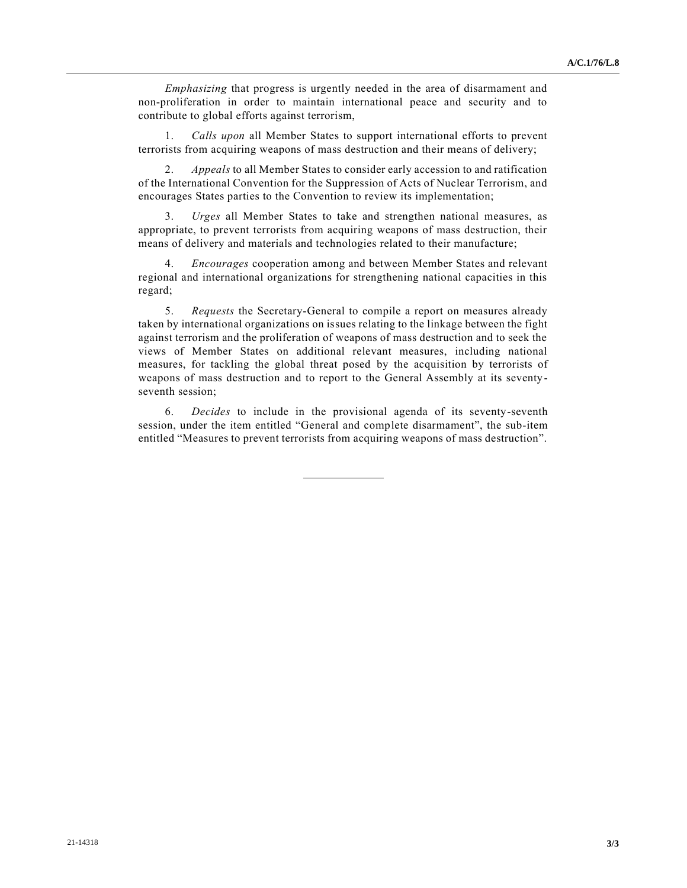*Emphasizing* that progress is urgently needed in the area of disarmament and non-proliferation in order to maintain international peace and security and to contribute to global efforts against terrorism,

1. *Calls upon* all Member States to support international efforts to prevent terrorists from acquiring weapons of mass destruction and their means of delivery;

2. *Appeals* to all Member States to consider early accession to and ratification of the International Convention for the Suppression of Acts of Nuclear Terrorism, and encourages States parties to the Convention to review its implementation;

3. *Urges* all Member States to take and strengthen national measures, as appropriate, to prevent terrorists from acquiring weapons of mass destruction, their means of delivery and materials and technologies related to their manufacture;

4. *Encourages* cooperation among and between Member States and relevant regional and international organizations for strengthening national capacities in this regard;

5. *Requests* the Secretary-General to compile a report on measures already taken by international organizations on issues relating to the linkage between the fight against terrorism and the proliferation of weapons of mass destruction and to seek the views of Member States on additional relevant measures, including national measures, for tackling the global threat posed by the acquisition by terrorists of weapons of mass destruction and to report to the General Assembly at its seventy-seventh session;

6. *Decides* to include in the provisional agenda of its seventy-seventh session, under the item entitled "General and complete disarmament", the sub-item entitled "Measures to prevent terrorists from acquiring weapons of mass destruction".